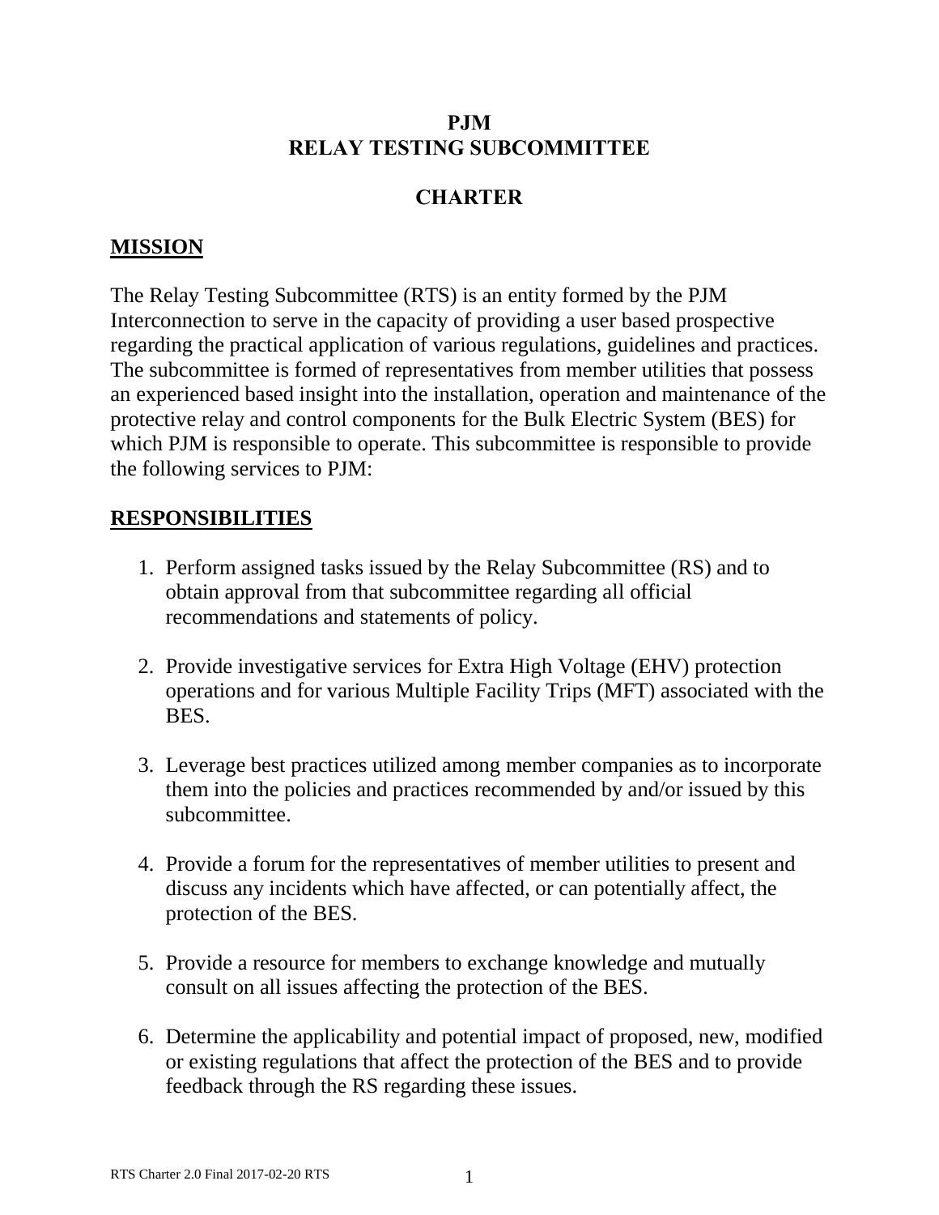# PJM
# RELAY TESTING SUBCOMMITTEE

# CHARTER

## MISSION

The Relay Testing Subcommittee (RTS) is an entity formed by the PJM Interconnection to serve in the capacity of providing a user based prospective regarding the practical application of various regulations, guidelines and practices. The subcommittee is formed of representatives from member utilities that possess an experienced based insight into the installation, operation and maintenance of the protective relay and control components for the Bulk Electric System (BES) for which PJM is responsible to operate. This subcommittee is responsible to provide the following services to PJM:

## RESPONSIBILITIES

1. Perform assigned tasks issued by the Relay Subcommittee (RS) and to obtain approval from that subcommittee regarding all official recommendations and statements of policy.

2. Provide investigative services for Extra High Voltage (EHV) protection operations and for various Multiple Facility Trips (MFT) associated with the BES.

3. Leverage best practices utilized among member companies as to incorporate them into the policies and practices recommended by and/or issued by this subcommittee.

4. Provide a forum for the representatives of member utilities to present and discuss any incidents which have affected, or can potentially affect, the protection of the BES.

5. Provide a resource for members to exchange knowledge and mutually consult on all issues affecting the protection of the BES.

6. Determine the applicability and potential impact of proposed, new, modified or existing regulations that affect the protection of the BES and to provide feedback through the RS regarding these issues.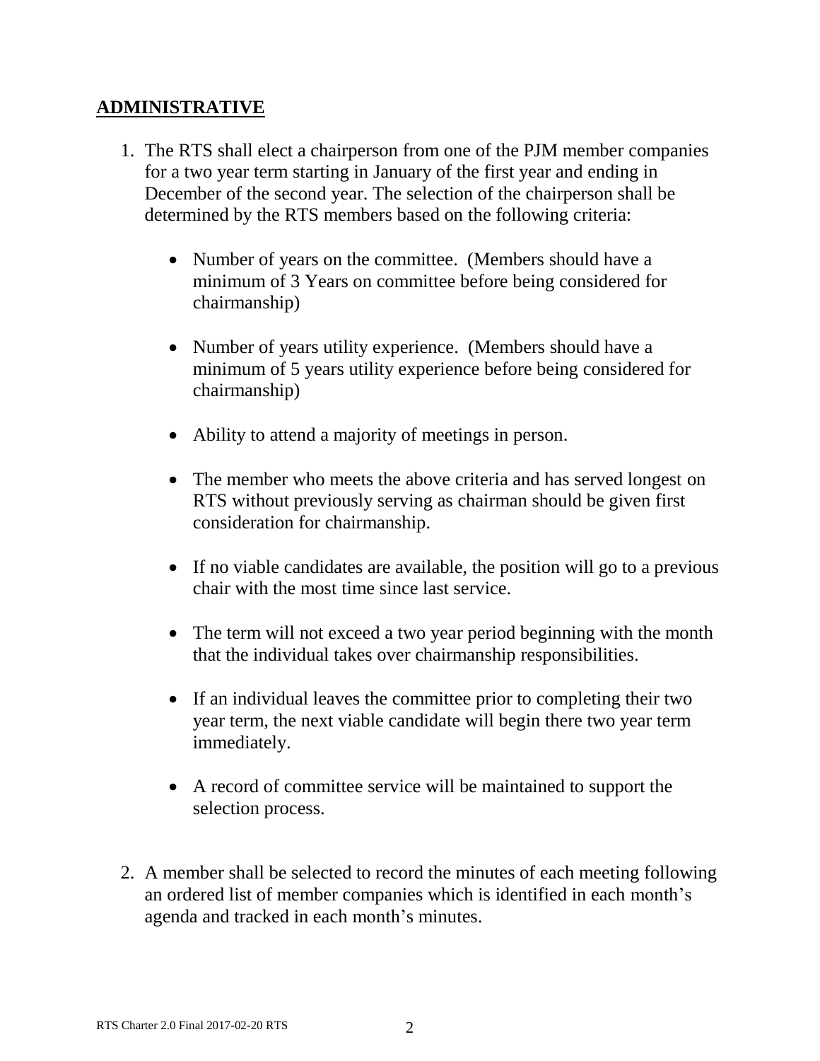## ADMINISTRATIVE

1. The RTS shall elect a chairperson from one of the PJM member companies for a two year term starting in January of the first year and ending in December of the second year. The selection of the chairperson shall be determined by the RTS members based on the following criteria:

   - Number of years on the committee. (Members should have a minimum of 3 Years on committee before being considered for chairmanship)
   - Number of years utility experience. (Members should have a minimum of 5 years utility experience before being considered for chairmanship)
   - Ability to attend a majority of meetings in person.
   - The member who meets the above criteria and has served longest on RTS without previously serving as chairman should be given first consideration for chairmanship.
   - If no viable candidates are available, the position will go to a previous chair with the most time since last service.
   - The term will not exceed a two year period beginning with the month that the individual takes over chairmanship responsibilities.
   - If an individual leaves the committee prior to completing their two year term, the next viable candidate will begin there two year term immediately.
   - A record of committee service will be maintained to support the selection process.

2. A member shall be selected to record the minutes of each meeting following an ordered list of member companies which is identified in each month's agenda and tracked in each month's minutes.